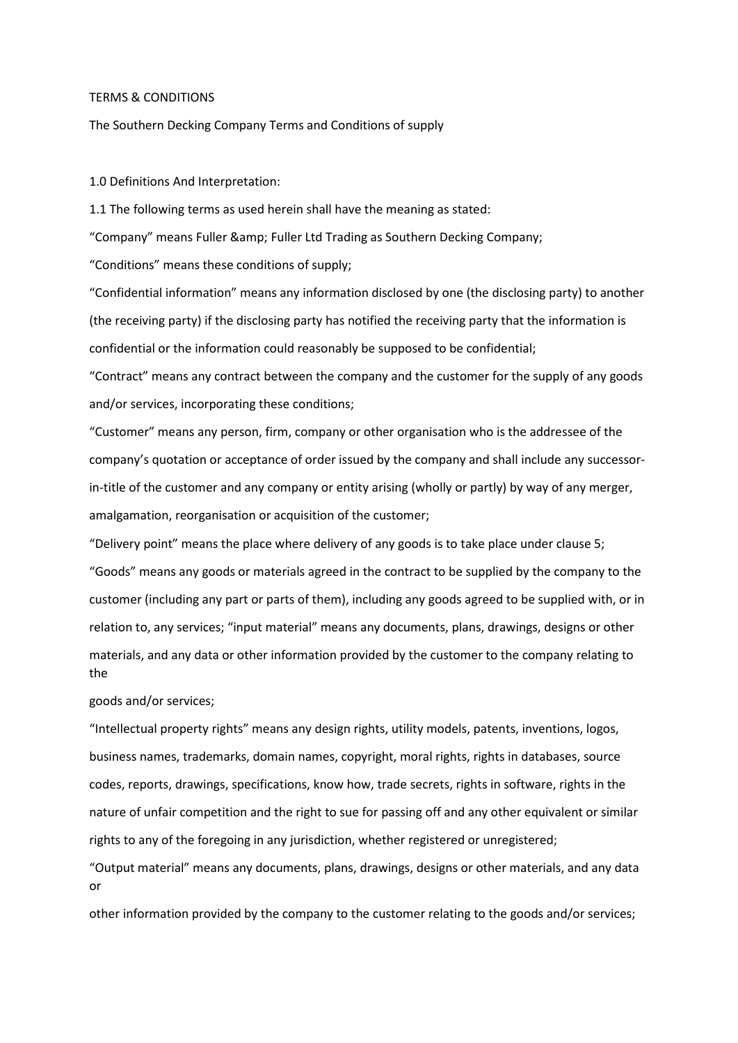TERMS & CONDITIONS

The Southern Decking Company Terms and Conditions of supply

1.0 Definitions And Interpretation:

1.1 The following terms as used herein shall have the meaning as stated:

“Company” means Fuller &amp; Fuller Ltd Trading as Southern Decking Company;

“Conditions” means these conditions of supply;

“Confidential information” means any information disclosed by one (the disclosing party) to another (the receiving party) if the disclosing party has notified the receiving party that the information is confidential or the information could reasonably be supposed to be confidential;

“Contract” means any contract between the company and the customer for the supply of any goods and/or services, incorporating these conditions;

“Customer” means any person, firm, company or other organisation who is the addressee of the company’s quotation or acceptance of order issued by the company and shall include any successor-in-title of the customer and any company or entity arising (wholly or partly) by way of any merger, amalgamation, reorganisation or acquisition of the customer;

“Delivery point” means the place where delivery of any goods is to take place under clause 5;

“Goods” means any goods or materials agreed in the contract to be supplied by the company to the customer (including any part or parts of them), including any goods agreed to be supplied with, or in relation to, any services; “input material” means any documents, plans, drawings, designs or other materials, and any data or other information provided by the customer to the company relating to the goods and/or services;

“Intellectual property rights” means any design rights, utility models, patents, inventions, logos, business names, trademarks, domain names, copyright, moral rights, rights in databases, source codes, reports, drawings, specifications, know how, trade secrets, rights in software, rights in the nature of unfair competition and the right to sue for passing off and any other equivalent or similar rights to any of the foregoing in any jurisdiction, whether registered or unregistered;

“Output material” means any documents, plans, drawings, designs or other materials, and any data or other information provided by the company to the customer relating to the goods and/or services;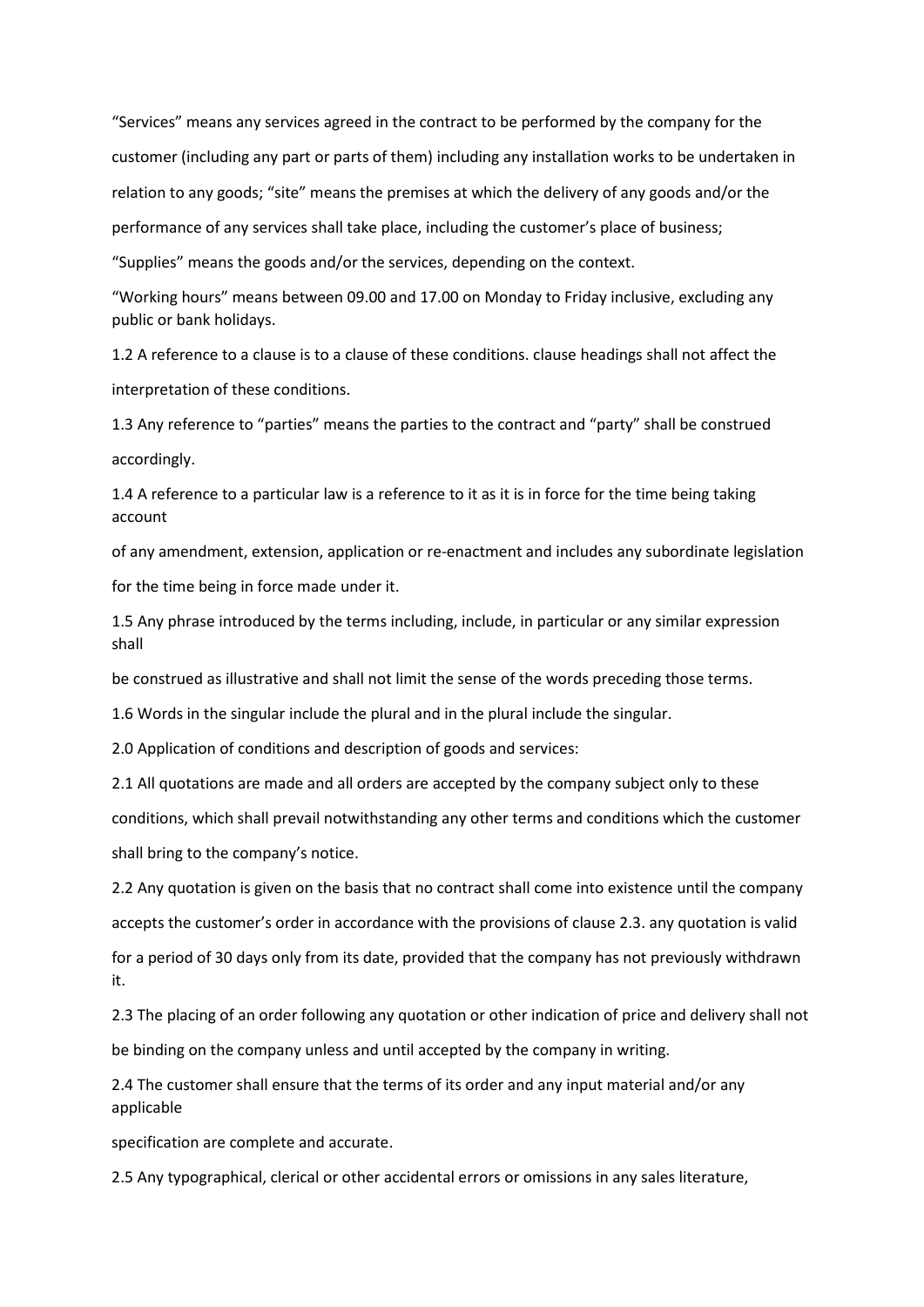"Services" means any services agreed in the contract to be performed by the company for the customer (including any part or parts of them) including any installation works to be undertaken in relation to any goods; "site" means the premises at which the delivery of any goods and/or the performance of any services shall take place, including the customer's place of business;

"Supplies" means the goods and/or the services, depending on the context.

"Working hours" means between 09.00 and 17.00 on Monday to Friday inclusive, excluding any public or bank holidays.

1.2 A reference to a clause is to a clause of these conditions. clause headings shall not affect the interpretation of these conditions.

1.3 Any reference to "parties" means the parties to the contract and "party" shall be construed accordingly.

1.4 A reference to a particular law is a reference to it as it is in force for the time being taking account of any amendment, extension, application or re-enactment and includes any subordinate legislation for the time being in force made under it.

1.5 Any phrase introduced by the terms including, include, in particular or any similar expression shall be construed as illustrative and shall not limit the sense of the words preceding those terms.

1.6 Words in the singular include the plural and in the plural include the singular.

2.0 Application of conditions and description of goods and services:

2.1 All quotations are made and all orders are accepted by the company subject only to these conditions, which shall prevail notwithstanding any other terms and conditions which the customer shall bring to the company's notice.

2.2 Any quotation is given on the basis that no contract shall come into existence until the company accepts the customer's order in accordance with the provisions of clause 2.3. any quotation is valid for a period of 30 days only from its date, provided that the company has not previously withdrawn it.

2.3 The placing of an order following any quotation or other indication of price and delivery shall not be binding on the company unless and until accepted by the company in writing.

2.4 The customer shall ensure that the terms of its order and any input material and/or any applicable specification are complete and accurate.

2.5 Any typographical, clerical or other accidental errors or omissions in any sales literature,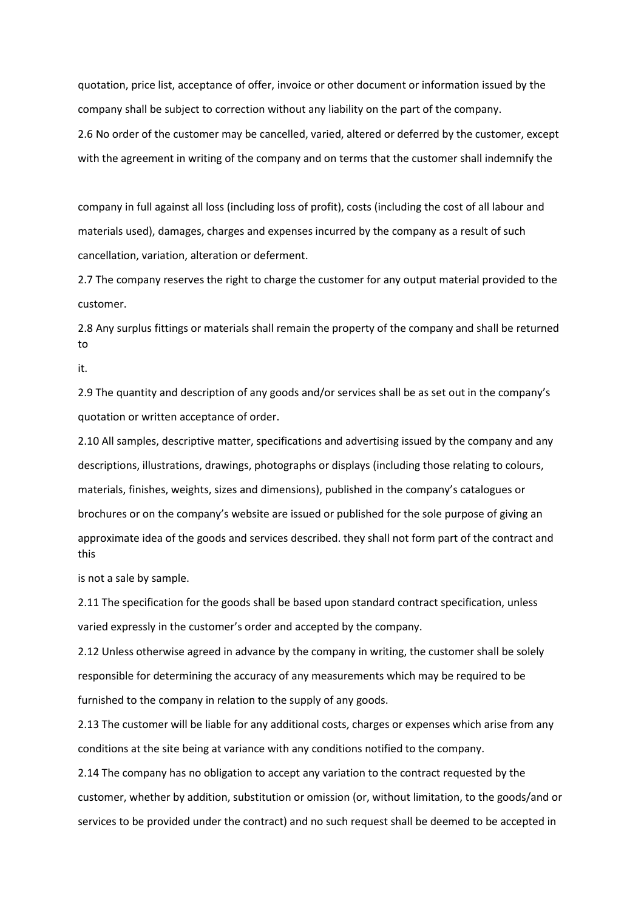quotation, price list, acceptance of offer, invoice or other document or information issued by the company shall be subject to correction without any liability on the part of the company.

2.6 No order of the customer may be cancelled, varied, altered or deferred by the customer, except with the agreement in writing of the company and on terms that the customer shall indemnify the company in full against all loss (including loss of profit), costs (including the cost of all labour and materials used), damages, charges and expenses incurred by the company as a result of such cancellation, variation, alteration or deferment.

2.7 The company reserves the right to charge the customer for any output material provided to the customer.

2.8 Any surplus fittings or materials shall remain the property of the company and shall be returned to it.

2.9 The quantity and description of any goods and/or services shall be as set out in the company's quotation or written acceptance of order.

2.10 All samples, descriptive matter, specifications and advertising issued by the company and any descriptions, illustrations, drawings, photographs or displays (including those relating to colours, materials, finishes, weights, sizes and dimensions), published in the company's catalogues or brochures or on the company's website are issued or published for the sole purpose of giving an approximate idea of the goods and services described. they shall not form part of the contract and this is not a sale by sample.

2.11 The specification for the goods shall be based upon standard contract specification, unless varied expressly in the customer's order and accepted by the company.

2.12 Unless otherwise agreed in advance by the company in writing, the customer shall be solely responsible for determining the accuracy of any measurements which may be required to be furnished to the company in relation to the supply of any goods.

2.13 The customer will be liable for any additional costs, charges or expenses which arise from any conditions at the site being at variance with any conditions notified to the company.

2.14 The company has no obligation to accept any variation to the contract requested by the customer, whether by addition, substitution or omission (or, without limitation, to the goods/and or services to be provided under the contract) and no such request shall be deemed to be accepted in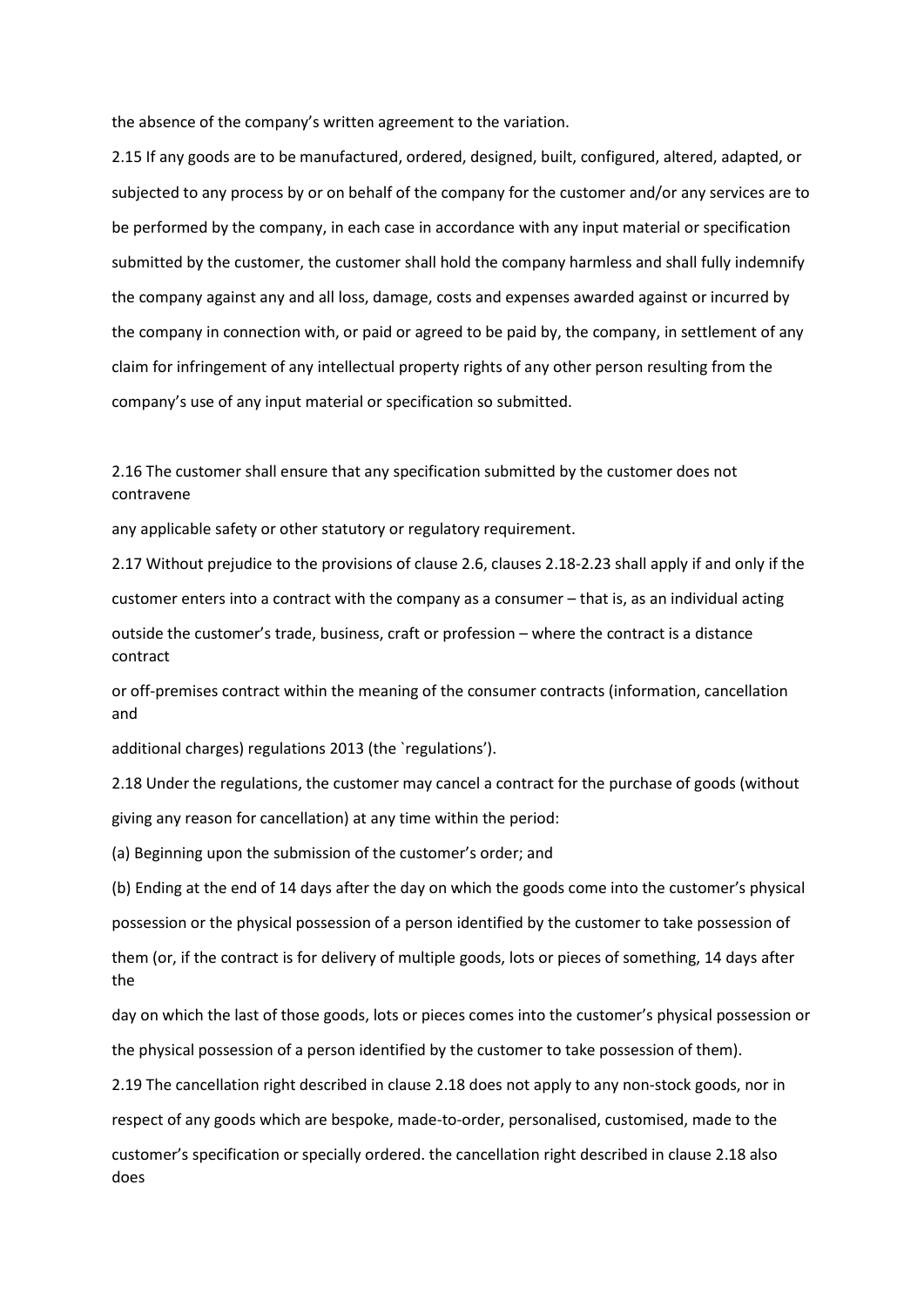the absence of the company's written agreement to the variation.

2.15 If any goods are to be manufactured, ordered, designed, built, configured, altered, adapted, or subjected to any process by or on behalf of the company for the customer and/or any services are to be performed by the company, in each case in accordance with any input material or specification submitted by the customer, the customer shall hold the company harmless and shall fully indemnify the company against any and all loss, damage, costs and expenses awarded against or incurred by the company in connection with, or paid or agreed to be paid by, the company, in settlement of any claim for infringement of any intellectual property rights of any other person resulting from the company's use of any input material or specification so submitted.

2.16 The customer shall ensure that any specification submitted by the customer does not contravene any applicable safety or other statutory or regulatory requirement.

2.17 Without prejudice to the provisions of clause 2.6, clauses 2.18-2.23 shall apply if and only if the customer enters into a contract with the company as a consumer – that is, as an individual acting outside the customer's trade, business, craft or profession – where the contract is a distance contract or off-premises contract within the meaning of the consumer contracts (information, cancellation and additional charges) regulations 2013 (the `regulations').

2.18 Under the regulations, the customer may cancel a contract for the purchase of goods (without giving any reason for cancellation) at any time within the period:

(a) Beginning upon the submission of the customer's order; and

(b) Ending at the end of 14 days after the day on which the goods come into the customer's physical possession or the physical possession of a person identified by the customer to take possession of them (or, if the contract is for delivery of multiple goods, lots or pieces of something, 14 days after the day on which the last of those goods, lots or pieces comes into the customer's physical possession or the physical possession of a person identified by the customer to take possession of them).

2.19 The cancellation right described in clause 2.18 does not apply to any non-stock goods, nor in respect of any goods which are bespoke, made-to-order, personalised, customised, made to the customer's specification or specially ordered. the cancellation right described in clause 2.18 also does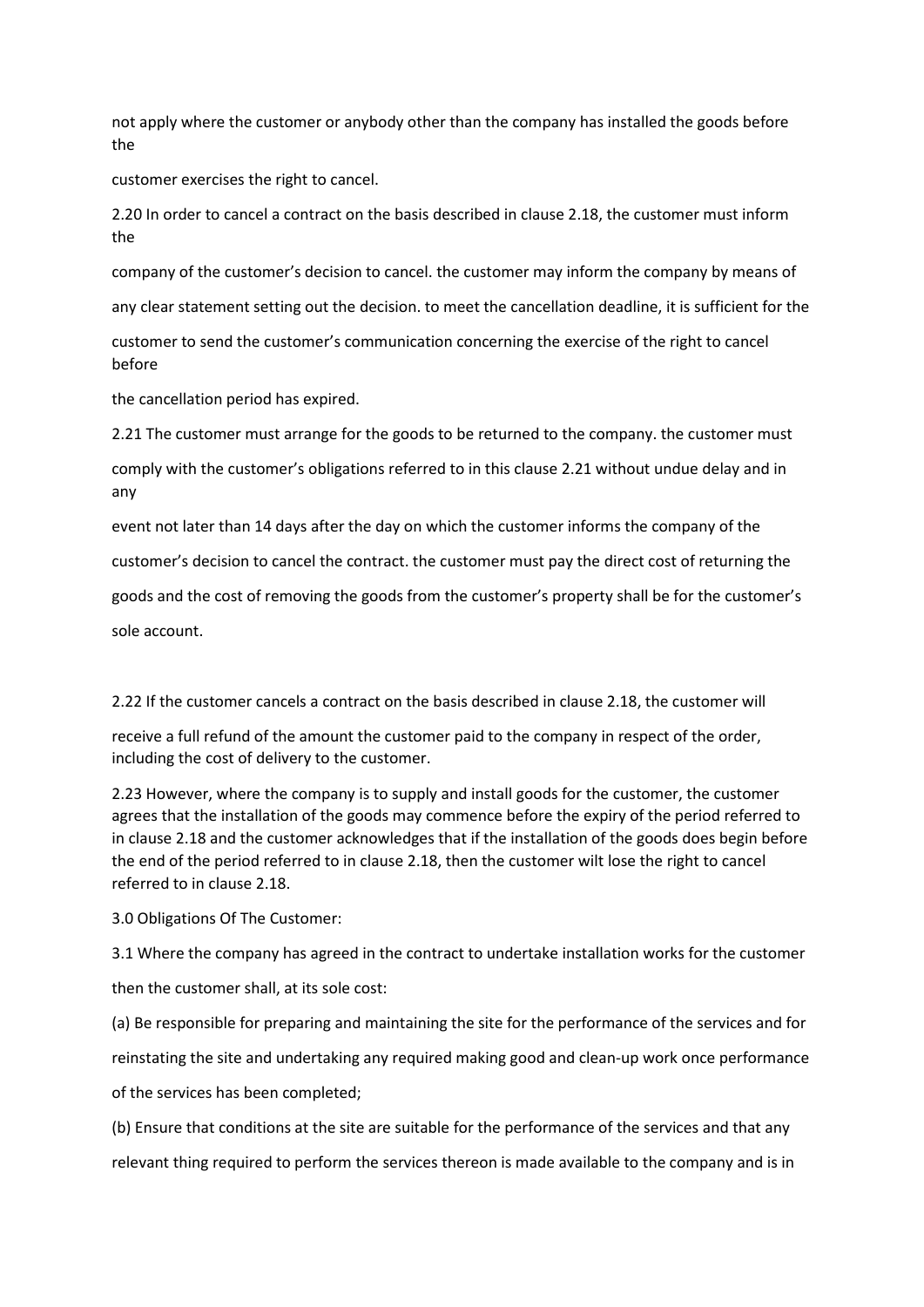not apply where the customer or anybody other than the company has installed the goods before the customer exercises the right to cancel.

2.20 In order to cancel a contract on the basis described in clause 2.18, the customer must inform the company of the customer's decision to cancel. the customer may inform the company by means of any clear statement setting out the decision. to meet the cancellation deadline, it is sufficient for the customer to send the customer's communication concerning the exercise of the right to cancel before the cancellation period has expired.

2.21 The customer must arrange for the goods to be returned to the company. the customer must comply with the customer's obligations referred to in this clause 2.21 without undue delay and in any event not later than 14 days after the day on which the customer informs the company of the customer's decision to cancel the contract. the customer must pay the direct cost of returning the goods and the cost of removing the goods from the customer's property shall be for the customer's sole account.

2.22 If the customer cancels a contract on the basis described in clause 2.18, the customer will receive a full refund of the amount the customer paid to the company in respect of the order, including the cost of delivery to the customer.

2.23 However, where the company is to supply and install goods for the customer, the customer agrees that the installation of the goods may commence before the expiry of the period referred to in clause 2.18 and the customer acknowledges that if the installation of the goods does begin before the end of the period referred to in clause 2.18, then the customer wilt lose the right to cancel referred to in clause 2.18.

3.0 Obligations Of The Customer:

3.1 Where the company has agreed in the contract to undertake installation works for the customer then the customer shall, at its sole cost:

(a) Be responsible for preparing and maintaining the site for the performance of the services and for reinstating the site and undertaking any required making good and clean-up work once performance of the services has been completed;

(b) Ensure that conditions at the site are suitable for the performance of the services and that any relevant thing required to perform the services thereon is made available to the company and is in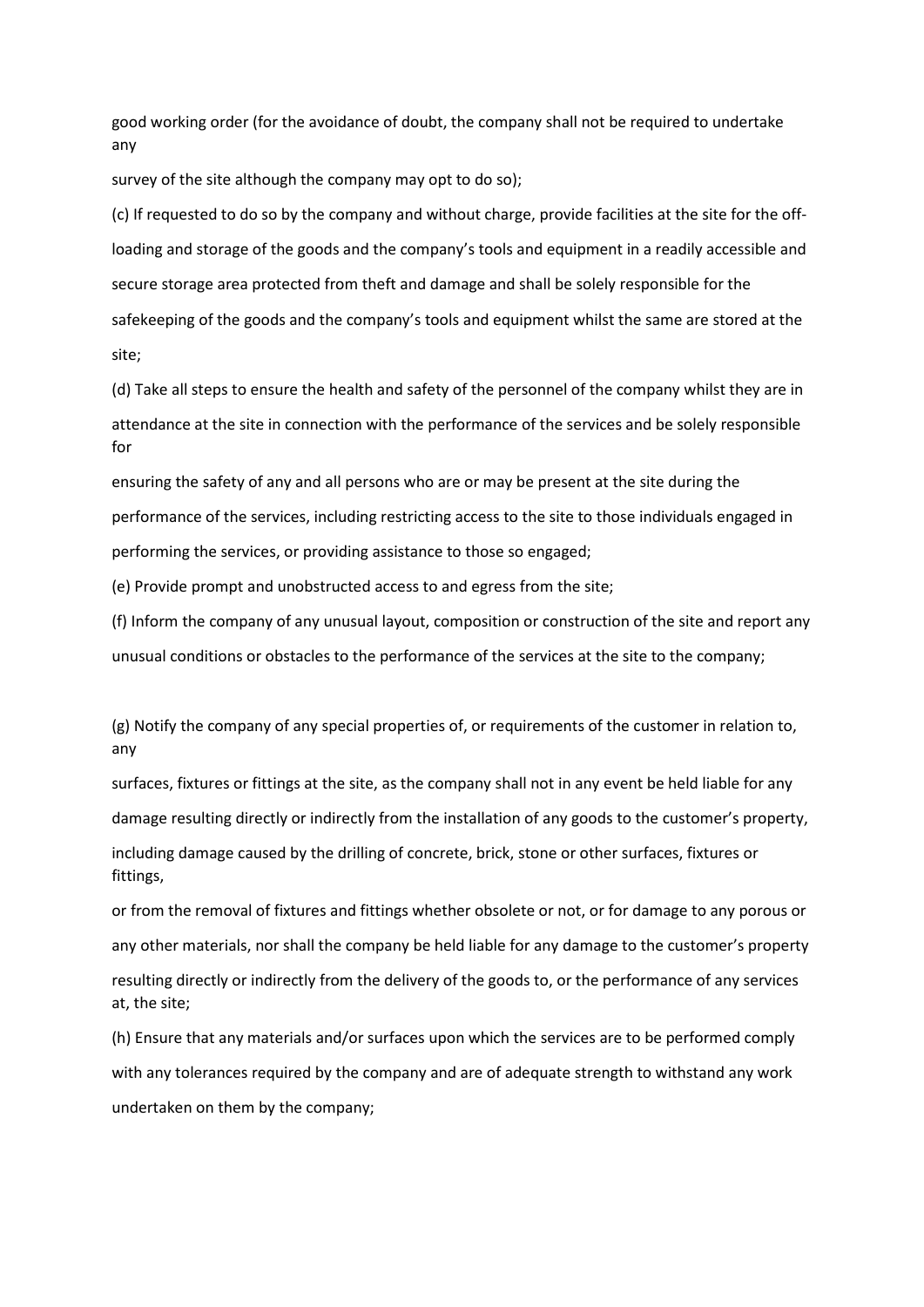good working order (for the avoidance of doubt, the company shall not be required to undertake any survey of the site although the company may opt to do so);

(c) If requested to do so by the company and without charge, provide facilities at the site for the off-loading and storage of the goods and the company's tools and equipment in a readily accessible and secure storage area protected from theft and damage and shall be solely responsible for the safekeeping of the goods and the company's tools and equipment whilst the same are stored at the site;

(d) Take all steps to ensure the health and safety of the personnel of the company whilst they are in attendance at the site in connection with the performance of the services and be solely responsible for ensuring the safety of any and all persons who are or may be present at the site during the performance of the services, including restricting access to the site to those individuals engaged in performing the services, or providing assistance to those so engaged;

(e) Provide prompt and unobstructed access to and egress from the site;

(f) Inform the company of any unusual layout, composition or construction of the site and report any unusual conditions or obstacles to the performance of the services at the site to the company;

(g) Notify the company of any special properties of, or requirements of the customer in relation to, any surfaces, fixtures or fittings at the site, as the company shall not in any event be held liable for any damage resulting directly or indirectly from the installation of any goods to the customer's property, including damage caused by the drilling of concrete, brick, stone or other surfaces, fixtures or fittings, or from the removal of fixtures and fittings whether obsolete or not, or for damage to any porous or any other materials, nor shall the company be held liable for any damage to the customer's property resulting directly or indirectly from the delivery of the goods to, or the performance of any services at, the site;

(h) Ensure that any materials and/or surfaces upon which the services are to be performed comply with any tolerances required by the company and are of adequate strength to withstand any work undertaken on them by the company;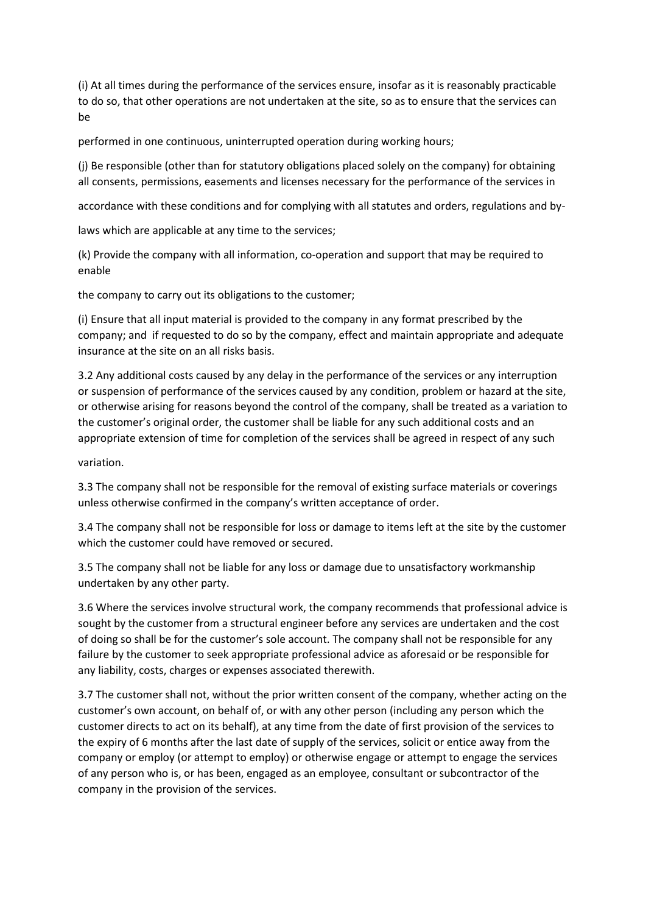(i) At all times during the performance of the services ensure, insofar as it is reasonably practicable to do so, that other operations are not undertaken at the site, so as to ensure that the services can be performed in one continuous, uninterrupted operation during working hours;

(j) Be responsible (other than for statutory obligations placed solely on the company) for obtaining all consents, permissions, easements and licenses necessary for the performance of the services in accordance with these conditions and for complying with all statutes and orders, regulations and by-laws which are applicable at any time to the services;

(k) Provide the company with all information, co-operation and support that may be required to enable the company to carry out its obligations to the customer;

(i) Ensure that all input material is provided to the company in any format prescribed by the company; and if requested to do so by the company, effect and maintain appropriate and adequate insurance at the site on an all risks basis.

3.2 Any additional costs caused by any delay in the performance of the services or any interruption or suspension of performance of the services caused by any condition, problem or hazard at the site, or otherwise arising for reasons beyond the control of the company, shall be treated as a variation to the customer's original order, the customer shall be liable for any such additional costs and an appropriate extension of time for completion of the services shall be agreed in respect of any such variation.

3.3 The company shall not be responsible for the removal of existing surface materials or coverings unless otherwise confirmed in the company's written acceptance of order.

3.4 The company shall not be responsible for loss or damage to items left at the site by the customer which the customer could have removed or secured.

3.5 The company shall not be liable for any loss or damage due to unsatisfactory workmanship undertaken by any other party.

3.6 Where the services involve structural work, the company recommends that professional advice is sought by the customer from a structural engineer before any services are undertaken and the cost of doing so shall be for the customer's sole account. The company shall not be responsible for any failure by the customer to seek appropriate professional advice as aforesaid or be responsible for any liability, costs, charges or expenses associated therewith.

3.7 The customer shall not, without the prior written consent of the company, whether acting on the customer's own account, on behalf of, or with any other person (including any person which the customer directs to act on its behalf), at any time from the date of first provision of the services to the expiry of 6 months after the last date of supply of the services, solicit or entice away from the company or employ (or attempt to employ) or otherwise engage or attempt to engage the services of any person who is, or has been, engaged as an employee, consultant or subcontractor of the company in the provision of the services.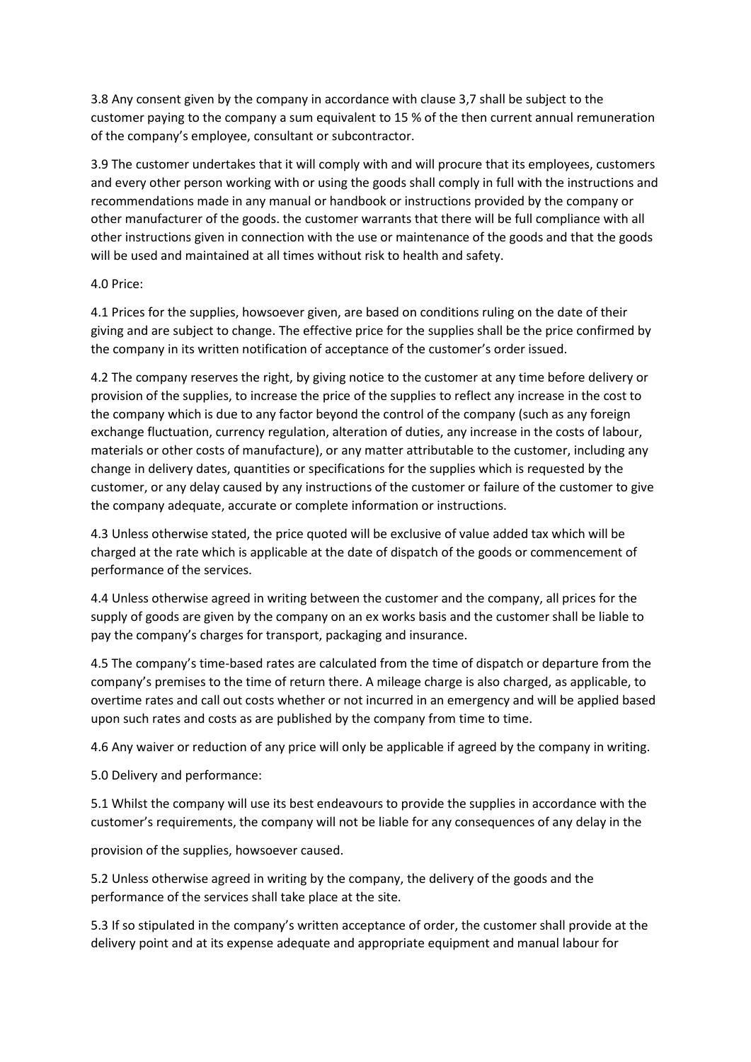3.8 Any consent given by the company in accordance with clause 3,7 shall be subject to the customer paying to the company a sum equivalent to 15 % of the then current annual remuneration of the company's employee, consultant or subcontractor.

3.9 The customer undertakes that it will comply with and will procure that its employees, customers and every other person working with or using the goods shall comply in full with the instructions and recommendations made in any manual or handbook or instructions provided by the company or other manufacturer of the goods. the customer warrants that there will be full compliance with all other instructions given in connection with the use or maintenance of the goods and that the goods will be used and maintained at all times without risk to health and safety.

4.0 Price:

4.1 Prices for the supplies, howsoever given, are based on conditions ruling on the date of their giving and are subject to change. The effective price for the supplies shall be the price confirmed by the company in its written notification of acceptance of the customer's order issued.

4.2 The company reserves the right, by giving notice to the customer at any time before delivery or provision of the supplies, to increase the price of the supplies to reflect any increase in the cost to the company which is due to any factor beyond the control of the company (such as any foreign exchange fluctuation, currency regulation, alteration of duties, any increase in the costs of labour, materials or other costs of manufacture), or any matter attributable to the customer, including any change in delivery dates, quantities or specifications for the supplies which is requested by the customer, or any delay caused by any instructions of the customer or failure of the customer to give the company adequate, accurate or complete information or instructions.

4.3 Unless otherwise stated, the price quoted will be exclusive of value added tax which will be charged at the rate which is applicable at the date of dispatch of the goods or commencement of performance of the services.

4.4 Unless otherwise agreed in writing between the customer and the company, all prices for the supply of goods are given by the company on an ex works basis and the customer shall be liable to pay the company's charges for transport, packaging and insurance.

4.5 The company's time-based rates are calculated from the time of dispatch or departure from the company's premises to the time of return there. A mileage charge is also charged, as applicable, to overtime rates and call out costs whether or not incurred in an emergency and will be applied based upon such rates and costs as are published by the company from time to time.

4.6 Any waiver or reduction of any price will only be applicable if agreed by the company in writing.

5.0 Delivery and performance:

5.1 Whilst the company will use its best endeavours to provide the supplies in accordance with the customer's requirements, the company will not be liable for any consequences of any delay in the provision of the supplies, howsoever caused.

5.2 Unless otherwise agreed in writing by the company, the delivery of the goods and the performance of the services shall take place at the site.

5.3 If so stipulated in the company's written acceptance of order, the customer shall provide at the delivery point and at its expense adequate and appropriate equipment and manual labour for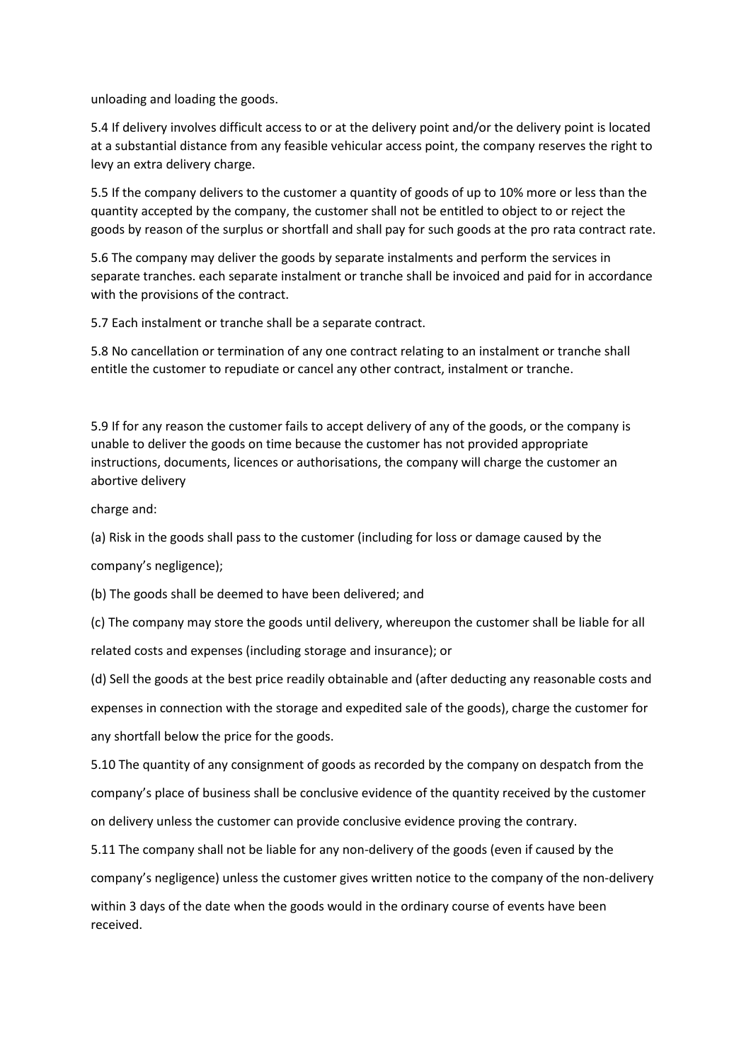unloading and loading the goods.

5.4 If delivery involves difficult access to or at the delivery point and/or the delivery point is located at a substantial distance from any feasible vehicular access point, the company reserves the right to levy an extra delivery charge.

5.5 If the company delivers to the customer a quantity of goods of up to 10% more or less than the quantity accepted by the company, the customer shall not be entitled to object to or reject the goods by reason of the surplus or shortfall and shall pay for such goods at the pro rata contract rate.

5.6 The company may deliver the goods by separate instalments and perform the services in separate tranches. each separate instalment or tranche shall be invoiced and paid for in accordance with the provisions of the contract.

5.7 Each instalment or tranche shall be a separate contract.

5.8 No cancellation or termination of any one contract relating to an instalment or tranche shall entitle the customer to repudiate or cancel any other contract, instalment or tranche.

5.9 If for any reason the customer fails to accept delivery of any of the goods, or the company is unable to deliver the goods on time because the customer has not provided appropriate instructions, documents, licences or authorisations, the company will charge the customer an abortive delivery

charge and:

(a) Risk in the goods shall pass to the customer (including for loss or damage caused by the company's negligence);

(b) The goods shall be deemed to have been delivered; and

(c) The company may store the goods until delivery, whereupon the customer shall be liable for all related costs and expenses (including storage and insurance); or

(d) Sell the goods at the best price readily obtainable and (after deducting any reasonable costs and expenses in connection with the storage and expedited sale of the goods), charge the customer for any shortfall below the price for the goods.

5.10 The quantity of any consignment of goods as recorded by the company on despatch from the company's place of business shall be conclusive evidence of the quantity received by the customer on delivery unless the customer can provide conclusive evidence proving the contrary.

5.11 The company shall not be liable for any non-delivery of the goods (even if caused by the company's negligence) unless the customer gives written notice to the company of the non-delivery within 3 days of the date when the goods would in the ordinary course of events have been received.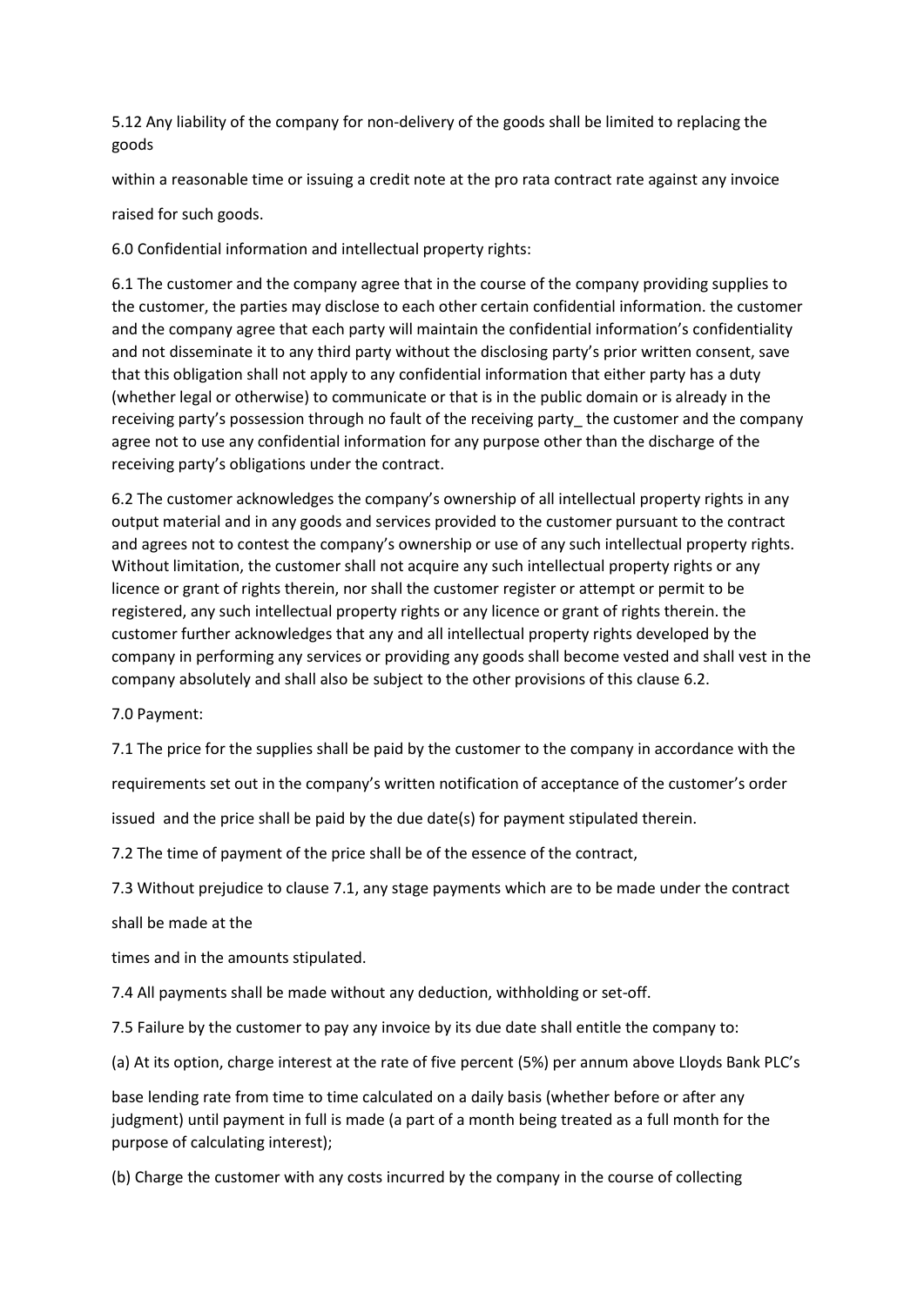5.12 Any liability of the company for non-delivery of the goods shall be limited to replacing the goods

within a reasonable time or issuing a credit note at the pro rata contract rate against any invoice

raised for such goods.

6.0 Confidential information and intellectual property rights:

6.1 The customer and the company agree that in the course of the company providing supplies to the customer, the parties may disclose to each other certain confidential information. the customer and the company agree that each party will maintain the confidential information's confidentiality and not disseminate it to any third party without the disclosing party's prior written consent, save that this obligation shall not apply to any confidential information that either party has a duty (whether legal or otherwise) to communicate or that is in the public domain or is already in the receiving party's possession through no fault of the receiving party_ the customer and the company agree not to use any confidential information for any purpose other than the discharge of the receiving party's obligations under the contract.

6.2 The customer acknowledges the company's ownership of all intellectual property rights in any output material and in any goods and services provided to the customer pursuant to the contract and agrees not to contest the company's ownership or use of any such intellectual property rights. Without limitation, the customer shall not acquire any such intellectual property rights or any licence or grant of rights therein, nor shall the customer register or attempt or permit to be registered, any such intellectual property rights or any licence or grant of rights therein. the customer further acknowledges that any and all intellectual property rights developed by the company in performing any services or providing any goods shall become vested and shall vest in the company absolutely and shall also be subject to the other provisions of this clause 6.2.

7.0 Payment:

7.1 The price for the supplies shall be paid by the customer to the company in accordance with the

requirements set out in the company's written notification of acceptance of the customer's order

issued and the price shall be paid by the due date(s) for payment stipulated therein.

7.2 The time of payment of the price shall be of the essence of the contract,

7.3 Without prejudice to clause 7.1, any stage payments which are to be made under the contract

shall be made at the

times and in the amounts stipulated.

7.4 All payments shall be made without any deduction, withholding or set-off.

7.5 Failure by the customer to pay any invoice by its due date shall entitle the company to:

(a) At its option, charge interest at the rate of five percent (5%) per annum above Lloyds Bank PLC's

base lending rate from time to time calculated on a daily basis (whether before or after any judgment) until payment in full is made (a part of a month being treated as a full month for the purpose of calculating interest);

(b) Charge the customer with any costs incurred by the company in the course of collecting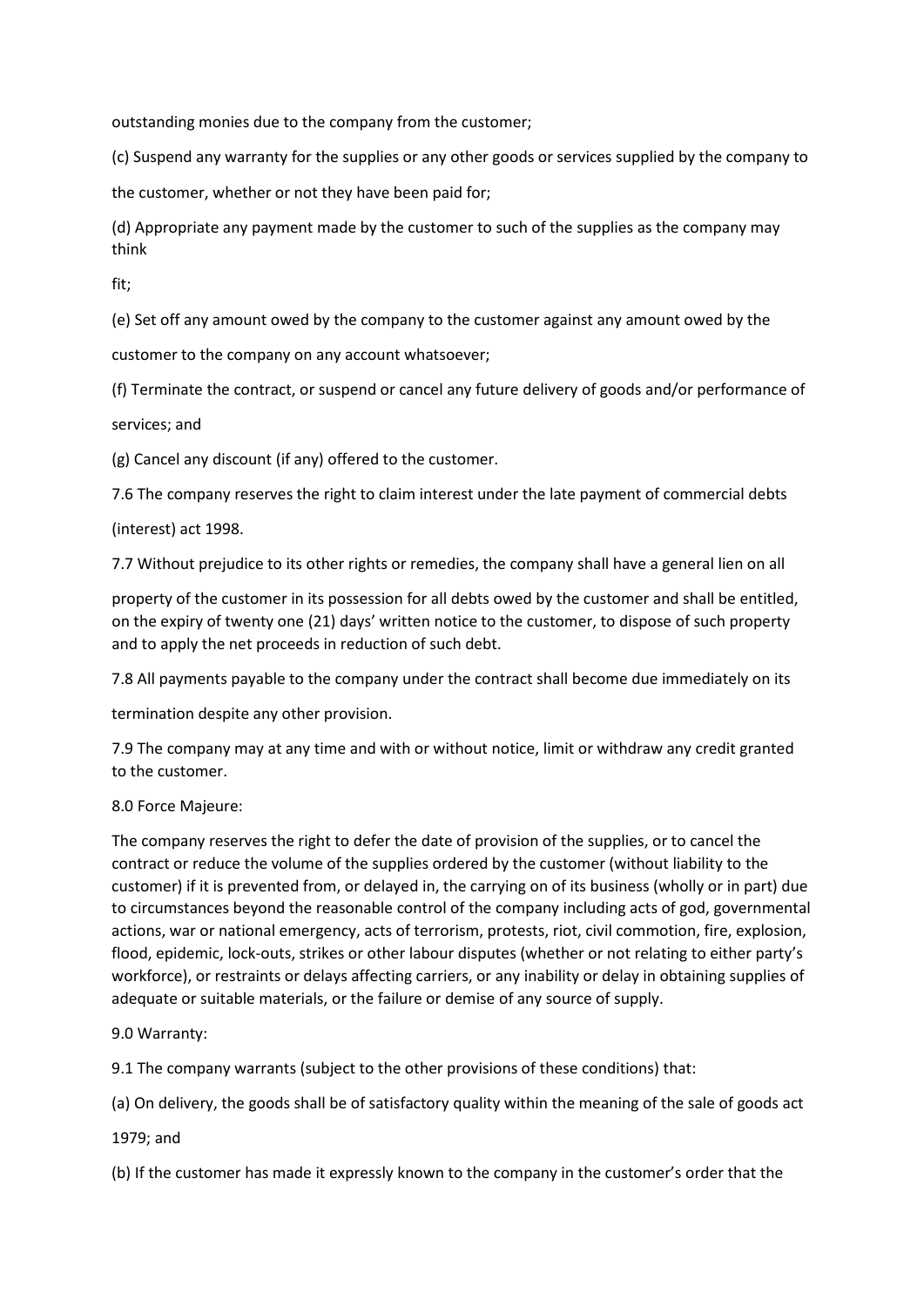outstanding monies due to the company from the customer;

(c) Suspend any warranty for the supplies or any other goods or services supplied by the company to the customer, whether or not they have been paid for;

(d) Appropriate any payment made by the customer to such of the supplies as the company may think fit;

(e) Set off any amount owed by the company to the customer against any amount owed by the customer to the company on any account whatsoever;

(f) Terminate the contract, or suspend or cancel any future delivery of goods and/or performance of services; and

(g) Cancel any discount (if any) offered to the customer.

7.6 The company reserves the right to claim interest under the late payment of commercial debts (interest) act 1998.

7.7 Without prejudice to its other rights or remedies, the company shall have a general lien on all property of the customer in its possession for all debts owed by the customer and shall be entitled, on the expiry of twenty one (21) days' written notice to the customer, to dispose of such property and to apply the net proceeds in reduction of such debt.

7.8 All payments payable to the company under the contract shall become due immediately on its termination despite any other provision.

7.9 The company may at any time and with or without notice, limit or withdraw any credit granted to the customer.

8.0 Force Majeure:

The company reserves the right to defer the date of provision of the supplies, or to cancel the contract or reduce the volume of the supplies ordered by the customer (without liability to the customer) if it is prevented from, or delayed in, the carrying on of its business (wholly or in part) due to circumstances beyond the reasonable control of the company including acts of god, governmental actions, war or national emergency, acts of terrorism, protests, riot, civil commotion, fire, explosion, flood, epidemic, lock-outs, strikes or other labour disputes (whether or not relating to either party's workforce), or restraints or delays affecting carriers, or any inability or delay in obtaining supplies of adequate or suitable materials, or the failure or demise of any source of supply.

9.0 Warranty:

9.1 The company warrants (subject to the other provisions of these conditions) that:

(a) On delivery, the goods shall be of satisfactory quality within the meaning of the sale of goods act 1979; and

(b) If the customer has made it expressly known to the company in the customer's order that the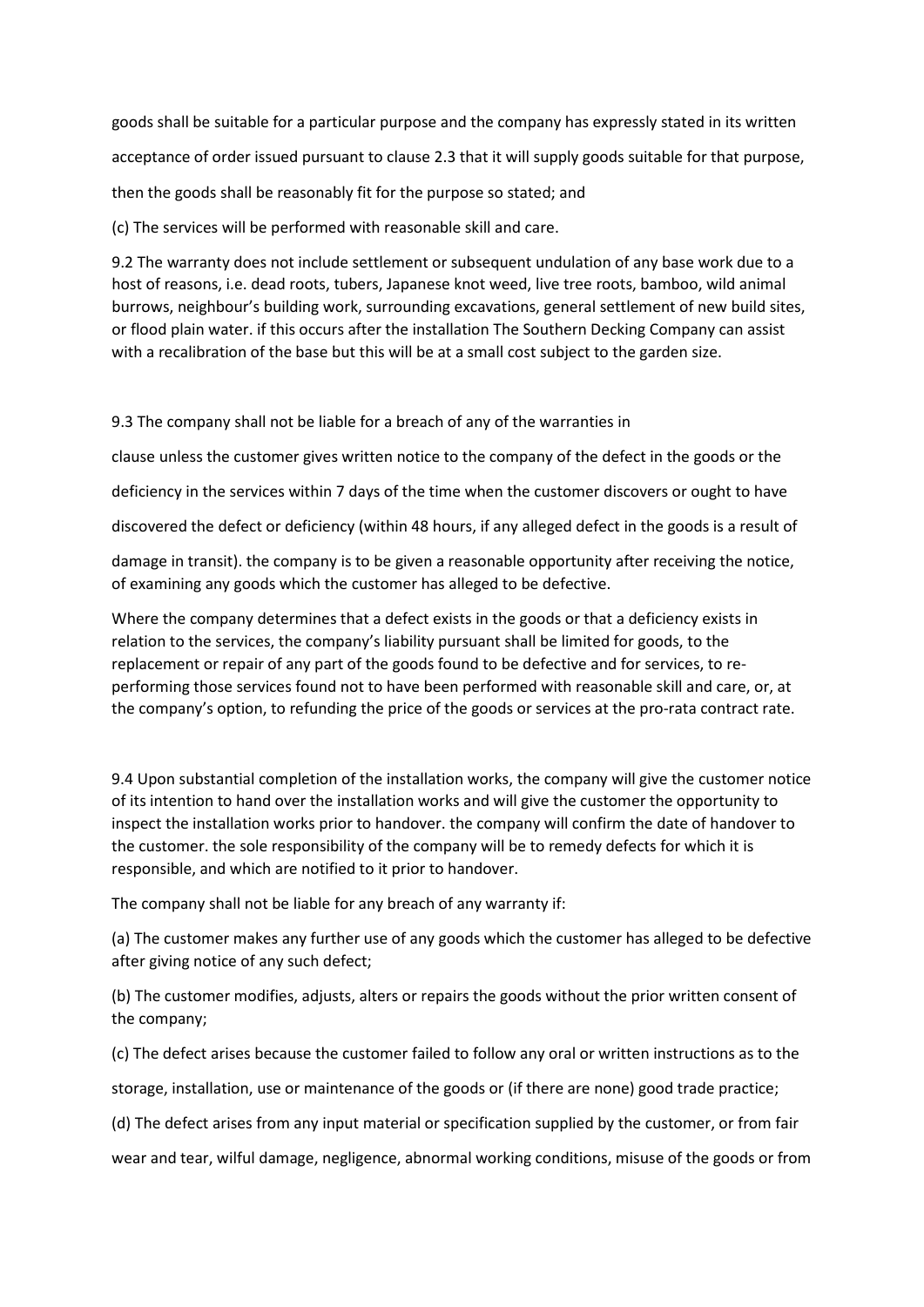goods shall be suitable for a particular purpose and the company has expressly stated in its written acceptance of order issued pursuant to clause 2.3 that it will supply goods suitable for that purpose, then the goods shall be reasonably fit for the purpose so stated; and

(c) The services will be performed with reasonable skill and care.

9.2 The warranty does not include settlement or subsequent undulation of any base work due to a host of reasons, i.e. dead roots, tubers, Japanese knot weed, live tree roots, bamboo, wild animal burrows, neighbour's building work, surrounding excavations, general settlement of new build sites, or flood plain water. if this occurs after the installation The Southern Decking Company can assist with a recalibration of the base but this will be at a small cost subject to the garden size.

9.3 The company shall not be liable for a breach of any of the warranties in clause unless the customer gives written notice to the company of the defect in the goods or the deficiency in the services within 7 days of the time when the customer discovers or ought to have discovered the defect or deficiency (within 48 hours, if any alleged defect in the goods is a result of damage in transit). the company is to be given a reasonable opportunity after receiving the notice, of examining any goods which the customer has alleged to be defective.

Where the company determines that a defect exists in the goods or that a deficiency exists in relation to the services, the company's liability pursuant shall be limited for goods, to the replacement or repair of any part of the goods found to be defective and for services, to re-performing those services found not to have been performed with reasonable skill and care, or, at the company's option, to refunding the price of the goods or services at the pro-rata contract rate.

9.4 Upon substantial completion of the installation works, the company will give the customer notice of its intention to hand over the installation works and will give the customer the opportunity to inspect the installation works prior to handover. the company will confirm the date of handover to the customer. the sole responsibility of the company will be to remedy defects for which it is responsible, and which are notified to it prior to handover.

The company shall not be liable for any breach of any warranty if:

(a) The customer makes any further use of any goods which the customer has alleged to be defective after giving notice of any such defect;

(b) The customer modifies, adjusts, alters or repairs the goods without the prior written consent of the company;

(c) The defect arises because the customer failed to follow any oral or written instructions as to the storage, installation, use or maintenance of the goods or (if there are none) good trade practice;

(d) The defect arises from any input material or specification supplied by the customer, or from fair wear and tear, wilful damage, negligence, abnormal working conditions, misuse of the goods or from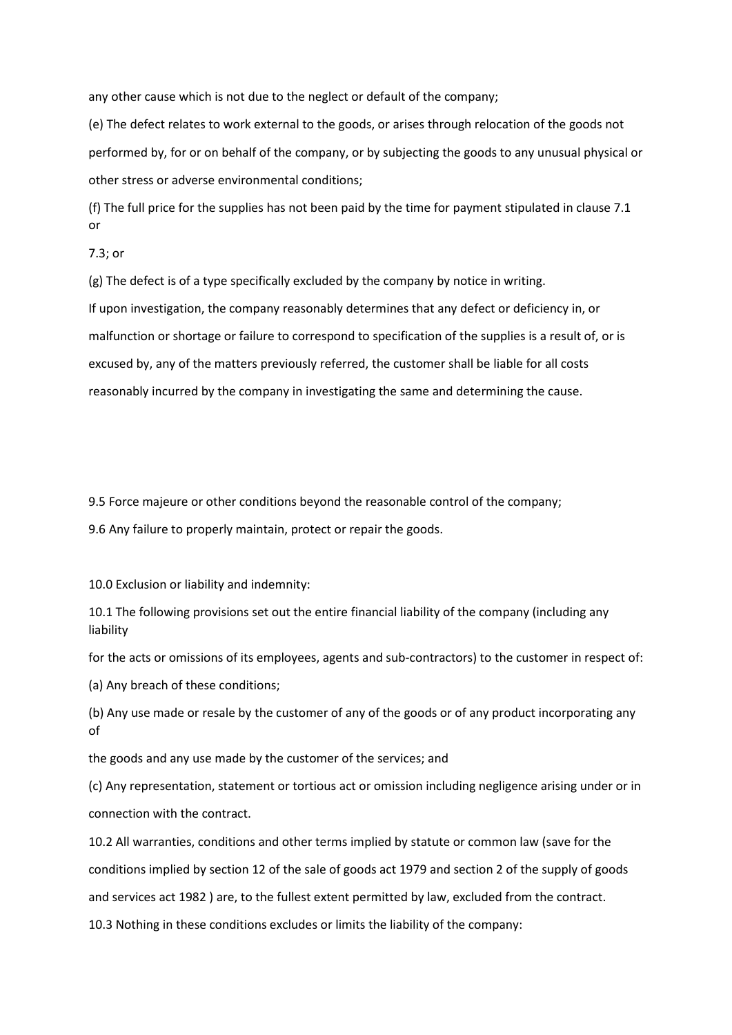any other cause which is not due to the neglect or default of the company;

(e) The defect relates to work external to the goods, or arises through relocation of the goods not performed by, for or on behalf of the company, or by subjecting the goods to any unusual physical or other stress or adverse environmental conditions;

(f) The full price for the supplies has not been paid by the time for payment stipulated in clause 7.1 or 7.3; or

(g) The defect is of a type specifically excluded by the company by notice in writing.

If upon investigation, the company reasonably determines that any defect or deficiency in, or malfunction or shortage or failure to correspond to specification of the supplies is a result of, or is excused by, any of the matters previously referred, the customer shall be liable for all costs reasonably incurred by the company in investigating the same and determining the cause.

9.5 Force majeure or other conditions beyond the reasonable control of the company;

9.6 Any failure to properly maintain, protect or repair the goods.

10.0 Exclusion or liability and indemnity:

10.1 The following provisions set out the entire financial liability of the company (including any liability for the acts or omissions of its employees, agents and sub-contractors) to the customer in respect of:

(a) Any breach of these conditions;

(b) Any use made or resale by the customer of any of the goods or of any product incorporating any of the goods and any use made by the customer of the services; and

(c) Any representation, statement or tortious act or omission including negligence arising under or in connection with the contract.

10.2 All warranties, conditions and other terms implied by statute or common law (save for the conditions implied by section 12 of the sale of goods act 1979 and section 2 of the supply of goods and services act 1982 ) are, to the fullest extent permitted by law, excluded from the contract.

10.3 Nothing in these conditions excludes or limits the liability of the company: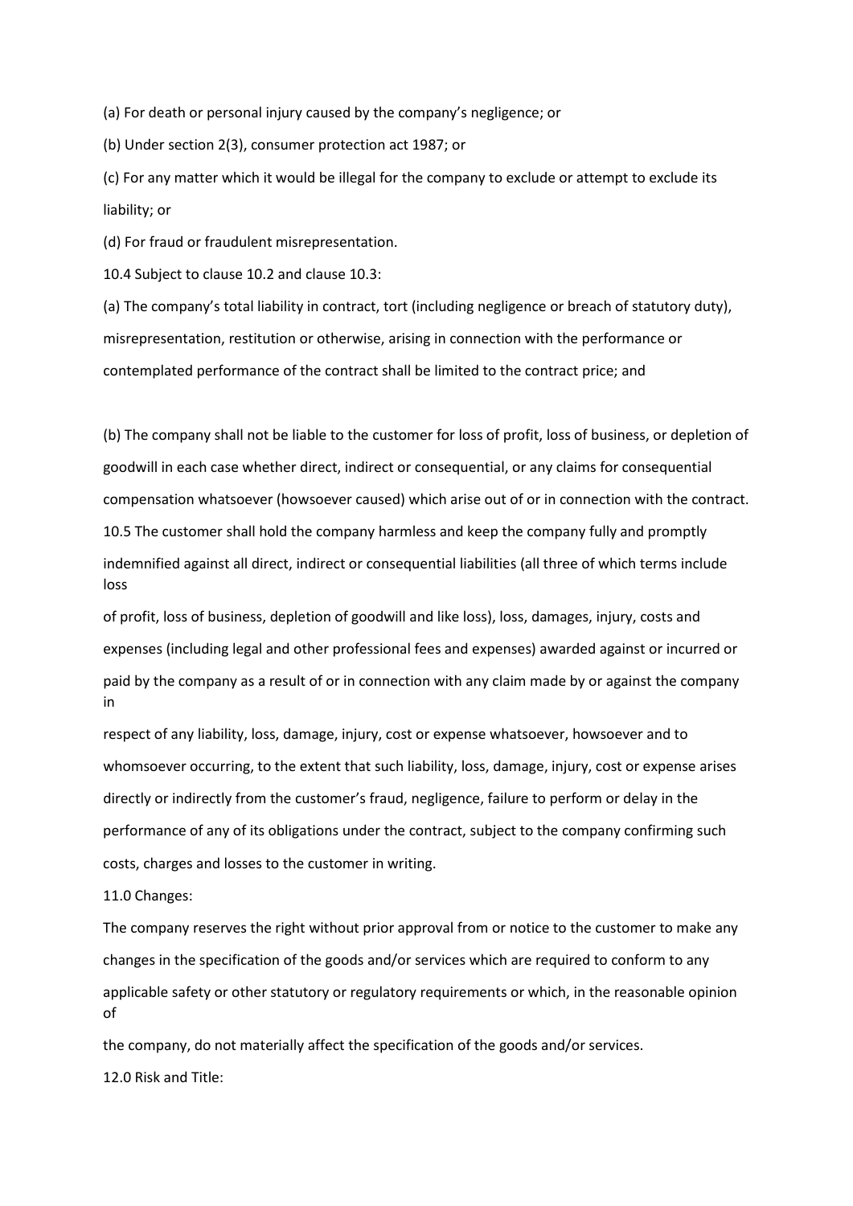(a) For death or personal injury caused by the company's negligence; or

(b) Under section 2(3), consumer protection act 1987; or

(c) For any matter which it would be illegal for the company to exclude or attempt to exclude its liability; or

(d) For fraud or fraudulent misrepresentation.

10.4 Subject to clause 10.2 and clause 10.3:

(a) The company's total liability in contract, tort (including negligence or breach of statutory duty), misrepresentation, restitution or otherwise, arising in connection with the performance or contemplated performance of the contract shall be limited to the contract price; and

(b) The company shall not be liable to the customer for loss of profit, loss of business, or depletion of goodwill in each case whether direct, indirect or consequential, or any claims for consequential compensation whatsoever (howsoever caused) which arise out of or in connection with the contract.

10.5 The customer shall hold the company harmless and keep the company fully and promptly indemnified against all direct, indirect or consequential liabilities (all three of which terms include loss of profit, loss of business, depletion of goodwill and like loss), loss, damages, injury, costs and expenses (including legal and other professional fees and expenses) awarded against or incurred or paid by the company as a result of or in connection with any claim made by or against the company in respect of any liability, loss, damage, injury, cost or expense whatsoever, howsoever and to whomsoever occurring, to the extent that such liability, loss, damage, injury, cost or expense arises directly or indirectly from the customer's fraud, negligence, failure to perform or delay in the performance of any of its obligations under the contract, subject to the company confirming such costs, charges and losses to the customer in writing.

11.0 Changes:

The company reserves the right without prior approval from or notice to the customer to make any changes in the specification of the goods and/or services which are required to conform to any applicable safety or other statutory or regulatory requirements or which, in the reasonable opinion of the company, do not materially affect the specification of the goods and/or services.

12.0 Risk and Title: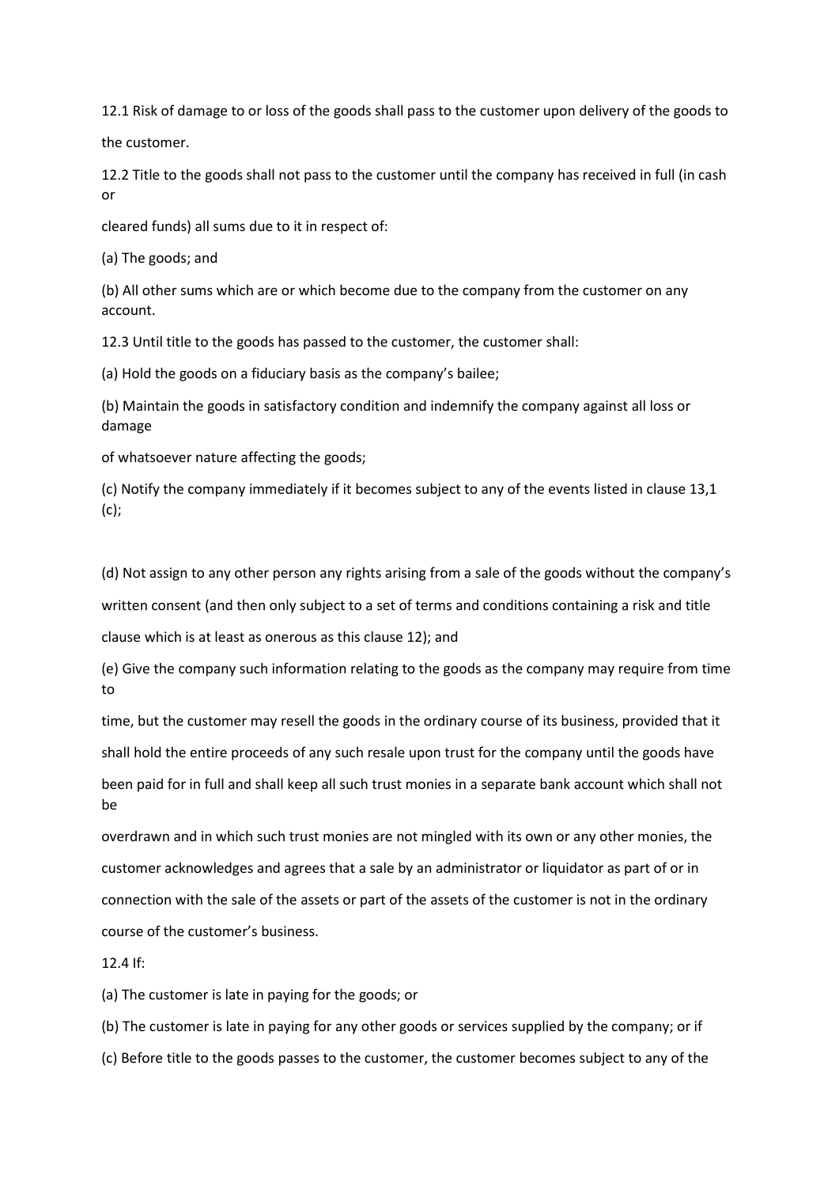12.1 Risk of damage to or loss of the goods shall pass to the customer upon delivery of the goods to the customer.

12.2 Title to the goods shall not pass to the customer until the company has received in full (in cash or cleared funds) all sums due to it in respect of:

(a) The goods; and

(b) All other sums which are or which become due to the company from the customer on any account.

12.3 Until title to the goods has passed to the customer, the customer shall:

(a) Hold the goods on a fiduciary basis as the company's bailee;

(b) Maintain the goods in satisfactory condition and indemnify the company against all loss or damage of whatsoever nature affecting the goods;

(c) Notify the company immediately if it becomes subject to any of the events listed in clause 13,1 (c);

(d) Not assign to any other person any rights arising from a sale of the goods without the company's written consent (and then only subject to a set of terms and conditions containing a risk and title clause which is at least as onerous as this clause 12); and

(e) Give the company such information relating to the goods as the company may require from time to time, but the customer may resell the goods in the ordinary course of its business, provided that it shall hold the entire proceeds of any such resale upon trust for the company until the goods have been paid for in full and shall keep all such trust monies in a separate bank account which shall not be overdrawn and in which such trust monies are not mingled with its own or any other monies, the customer acknowledges and agrees that a sale by an administrator or liquidator as part of or in connection with the sale of the assets or part of the assets of the customer is not in the ordinary course of the customer's business.

12.4 If:

(a) The customer is late in paying for the goods; or

(b) The customer is late in paying for any other goods or services supplied by the company; or if

(c) Before title to the goods passes to the customer, the customer becomes subject to any of the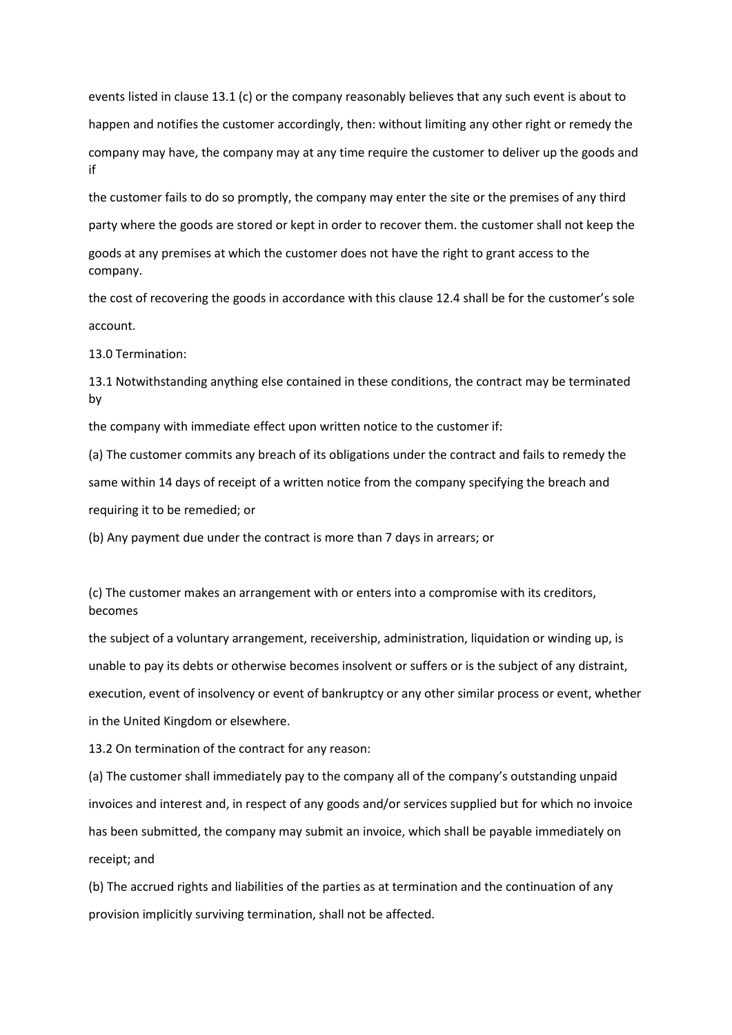events listed in clause 13.1 (c) or the company reasonably believes that any such event is about to happen and notifies the customer accordingly, then: without limiting any other right or remedy the company may have, the company may at any time require the customer to deliver up the goods and if the customer fails to do so promptly, the company may enter the site or the premises of any third party where the goods are stored or kept in order to recover them. the customer shall not keep the goods at any premises at which the customer does not have the right to grant access to the company.

the cost of recovering the goods in accordance with this clause 12.4 shall be for the customer's sole account.

## 13.0 Termination:

13.1 Notwithstanding anything else contained in these conditions, the contract may be terminated by the company with immediate effect upon written notice to the customer if:

(a) The customer commits any breach of its obligations under the contract and fails to remedy the same within 14 days of receipt of a written notice from the company specifying the breach and requiring it to be remedied; or

(b) Any payment due under the contract is more than 7 days in arrears; or

(c) The customer makes an arrangement with or enters into a compromise with its creditors, becomes the subject of a voluntary arrangement, receivership, administration, liquidation or winding up, is unable to pay its debts or otherwise becomes insolvent or suffers or is the subject of any distraint, execution, event of insolvency or event of bankruptcy or any other similar process or event, whether in the United Kingdom or elsewhere.

13.2 On termination of the contract for any reason:

(a) The customer shall immediately pay to the company all of the company's outstanding unpaid invoices and interest and, in respect of any goods and/or services supplied but for which no invoice has been submitted, the company may submit an invoice, which shall be payable immediately on receipt; and

(b) The accrued rights and liabilities of the parties as at termination and the continuation of any provision implicitly surviving termination, shall not be affected.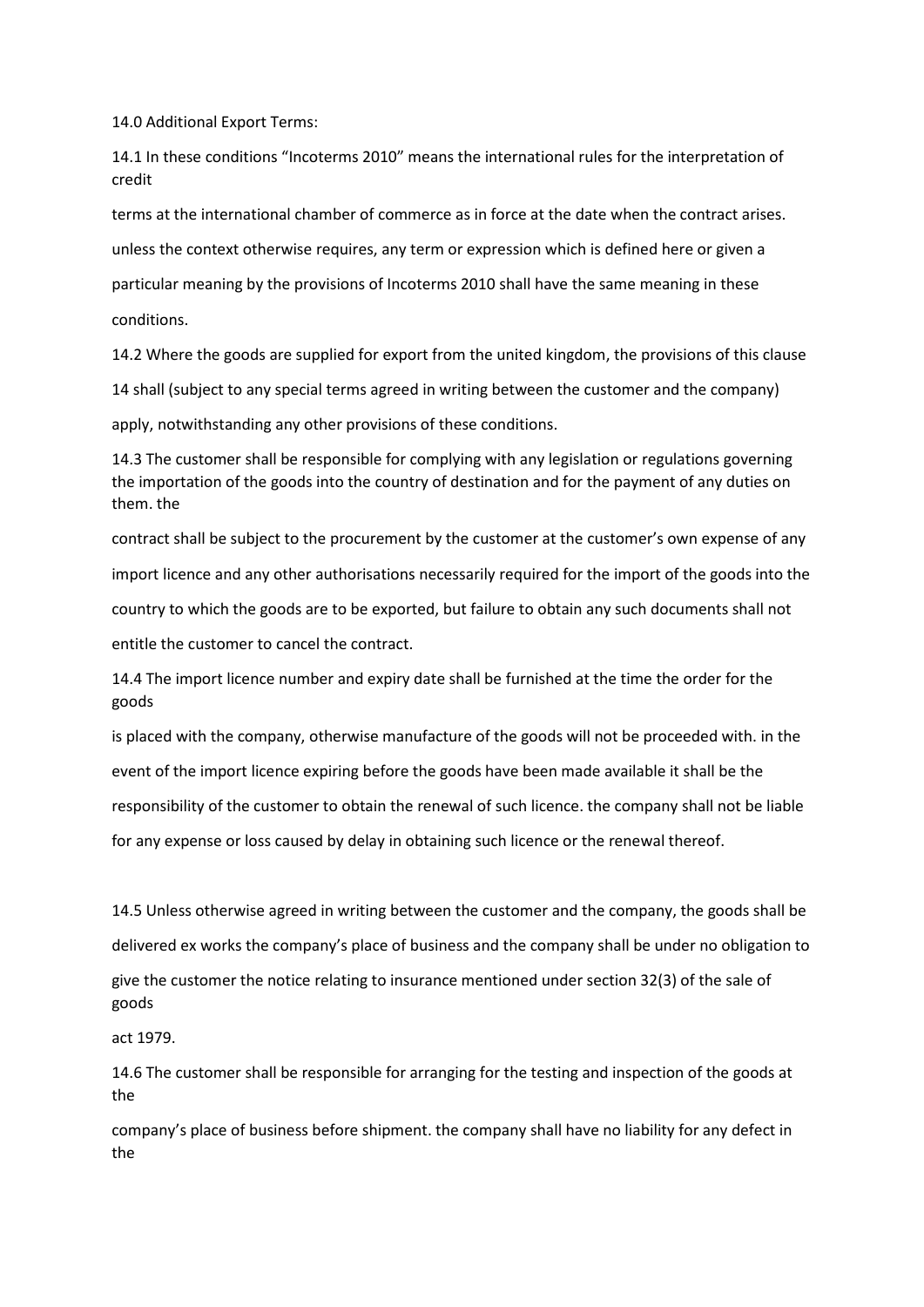14.0 Additional Export Terms:

14.1 In these conditions "Incoterms 2010" means the international rules for the interpretation of credit terms at the international chamber of commerce as in force at the date when the contract arises. unless the context otherwise requires, any term or expression which is defined here or given a particular meaning by the provisions of Incoterms 2010 shall have the same meaning in these conditions.

14.2 Where the goods are supplied for export from the united kingdom, the provisions of this clause 14 shall (subject to any special terms agreed in writing between the customer and the company) apply, notwithstanding any other provisions of these conditions.

14.3 The customer shall be responsible for complying with any legislation or regulations governing the importation of the goods into the country of destination and for the payment of any duties on them. the contract shall be subject to the procurement by the customer at the customer's own expense of any import licence and any other authorisations necessarily required for the import of the goods into the country to which the goods are to be exported, but failure to obtain any such documents shall not entitle the customer to cancel the contract.

14.4 The import licence number and expiry date shall be furnished at the time the order for the goods is placed with the company, otherwise manufacture of the goods will not be proceeded with. in the event of the import licence expiring before the goods have been made available it shall be the responsibility of the customer to obtain the renewal of such licence. the company shall not be liable for any expense or loss caused by delay in obtaining such licence or the renewal thereof.

14.5 Unless otherwise agreed in writing between the customer and the company, the goods shall be delivered ex works the company's place of business and the company shall be under no obligation to give the customer the notice relating to insurance mentioned under section 32(3) of the sale of goods act 1979.

14.6 The customer shall be responsible for arranging for the testing and inspection of the goods at the company's place of business before shipment. the company shall have no liability for any defect in the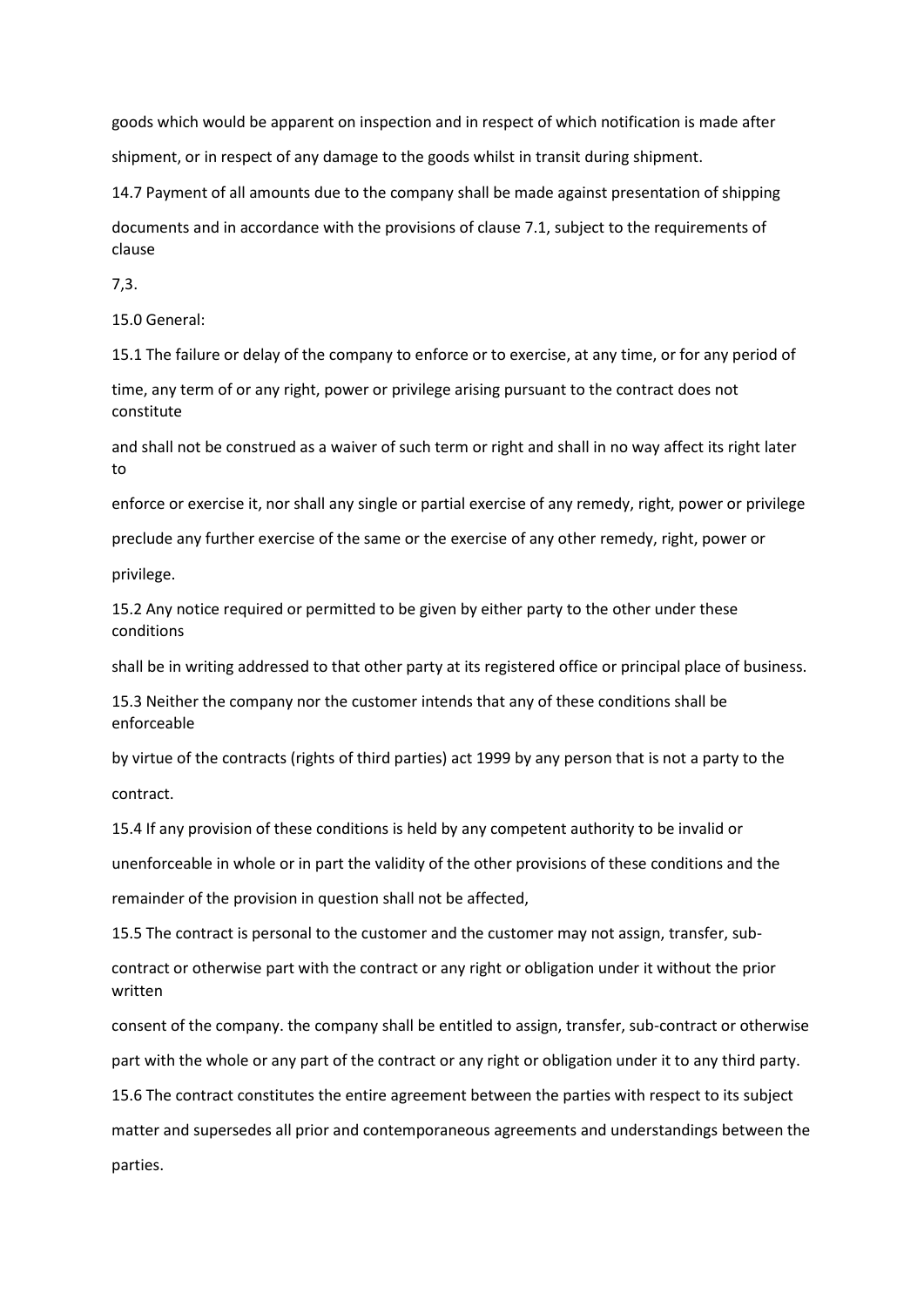goods which would be apparent on inspection and in respect of which notification is made after shipment, or in respect of any damage to the goods whilst in transit during shipment.

14.7 Payment of all amounts due to the company shall be made against presentation of shipping documents and in accordance with the provisions of clause 7.1, subject to the requirements of clause 7,3.

15.0 General:

15.1 The failure or delay of the company to enforce or to exercise, at any time, or for any period of time, any term of or any right, power or privilege arising pursuant to the contract does not constitute and shall not be construed as a waiver of such term or right and shall in no way affect its right later to enforce or exercise it, nor shall any single or partial exercise of any remedy, right, power or privilege preclude any further exercise of the same or the exercise of any other remedy, right, power or privilege.

15.2 Any notice required or permitted to be given by either party to the other under these conditions shall be in writing addressed to that other party at its registered office or principal place of business.

15.3 Neither the company nor the customer intends that any of these conditions shall be enforceable by virtue of the contracts (rights of third parties) act 1999 by any person that is not a party to the contract.

15.4 If any provision of these conditions is held by any competent authority to be invalid or unenforceable in whole or in part the validity of the other provisions of these conditions and the remainder of the provision in question shall not be affected,

15.5 The contract is personal to the customer and the customer may not assign, transfer, sub-contract or otherwise part with the contract or any right or obligation under it without the prior written consent of the company. the company shall be entitled to assign, transfer, sub-contract or otherwise part with the whole or any part of the contract or any right or obligation under it to any third party.

15.6 The contract constitutes the entire agreement between the parties with respect to its subject matter and supersedes all prior and contemporaneous agreements and understandings between the parties.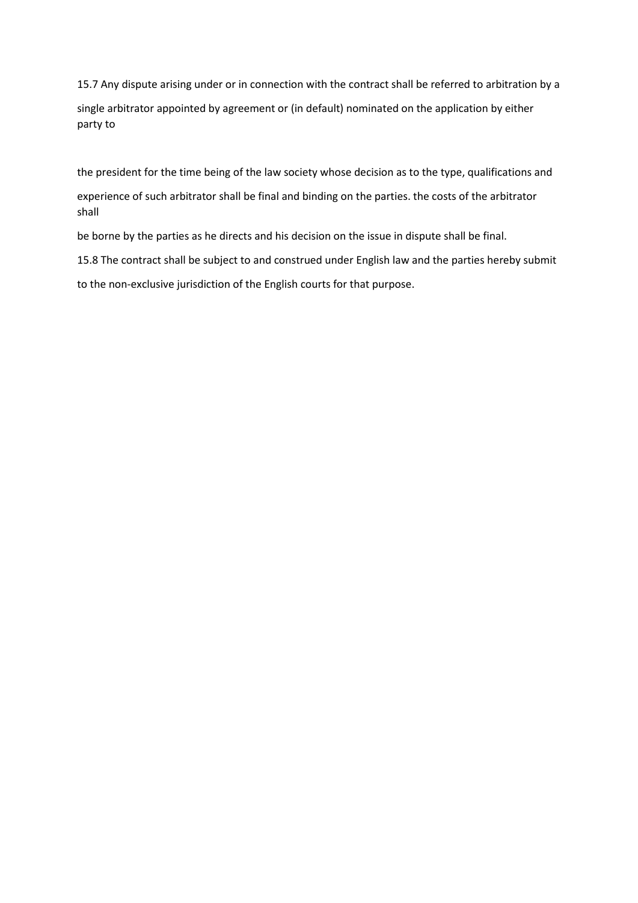15.7 Any dispute arising under or in connection with the contract shall be referred to arbitration by a single arbitrator appointed by agreement or (in default) nominated on the application by either party to

the president for the time being of the law society whose decision as to the type, qualifications and experience of such arbitrator shall be final and binding on the parties. the costs of the arbitrator shall be borne by the parties as he directs and his decision on the issue in dispute shall be final.

15.8 The contract shall be subject to and construed under English law and the parties hereby submit to the non-exclusive jurisdiction of the English courts for that purpose.